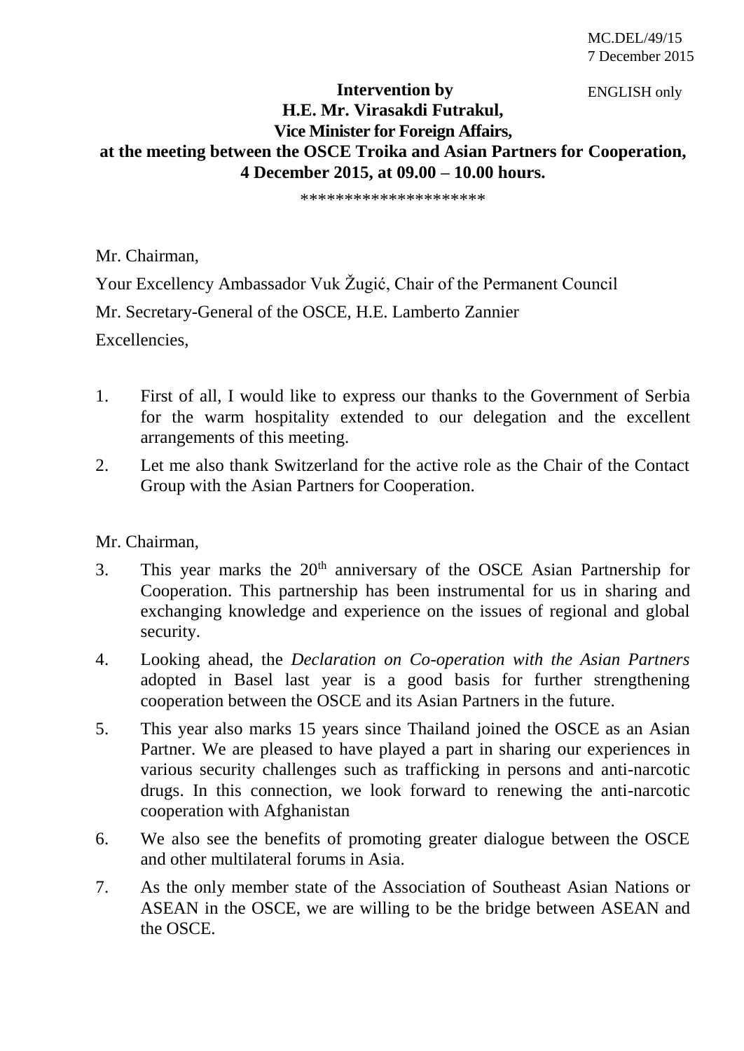MC.DEL/49/15
7 December 2015

ENGLISH only

**Intervention by**
**H.E. Mr. Virasakdi Futrakul,**
**Vice Minister for Foreign Affairs,**
**at the meeting between the OSCE Troika and Asian Partners for Cooperation,**
**4 December 2015, at 09.00 – 10.00 hours.**

*********************

Mr. Chairman,

Your Excellency Ambassador Vuk Žugić, Chair of the Permanent Council

Mr. Secretary-General of the OSCE, H.E. Lamberto Zannier

Excellencies,

1. First of all, I would like to express our thanks to the Government of Serbia for the warm hospitality extended to our delegation and the excellent arrangements of this meeting.
2. Let me also thank Switzerland for the active role as the Chair of the Contact Group with the Asian Partners for Cooperation.

Mr. Chairman,

3. This year marks the 20th anniversary of the OSCE Asian Partnership for Cooperation. This partnership has been instrumental for us in sharing and exchanging knowledge and experience on the issues of regional and global security.
4. Looking ahead, the *Declaration on Co-operation with the Asian Partners* adopted in Basel last year is a good basis for further strengthening cooperation between the OSCE and its Asian Partners in the future.
5. This year also marks 15 years since Thailand joined the OSCE as an Asian Partner. We are pleased to have played a part in sharing our experiences in various security challenges such as trafficking in persons and anti-narcotic drugs. In this connection, we look forward to renewing the anti-narcotic cooperation with Afghanistan
6. We also see the benefits of promoting greater dialogue between the OSCE and other multilateral forums in Asia.
7. As the only member state of the Association of Southeast Asian Nations or ASEAN in the OSCE, we are willing to be the bridge between ASEAN and the OSCE.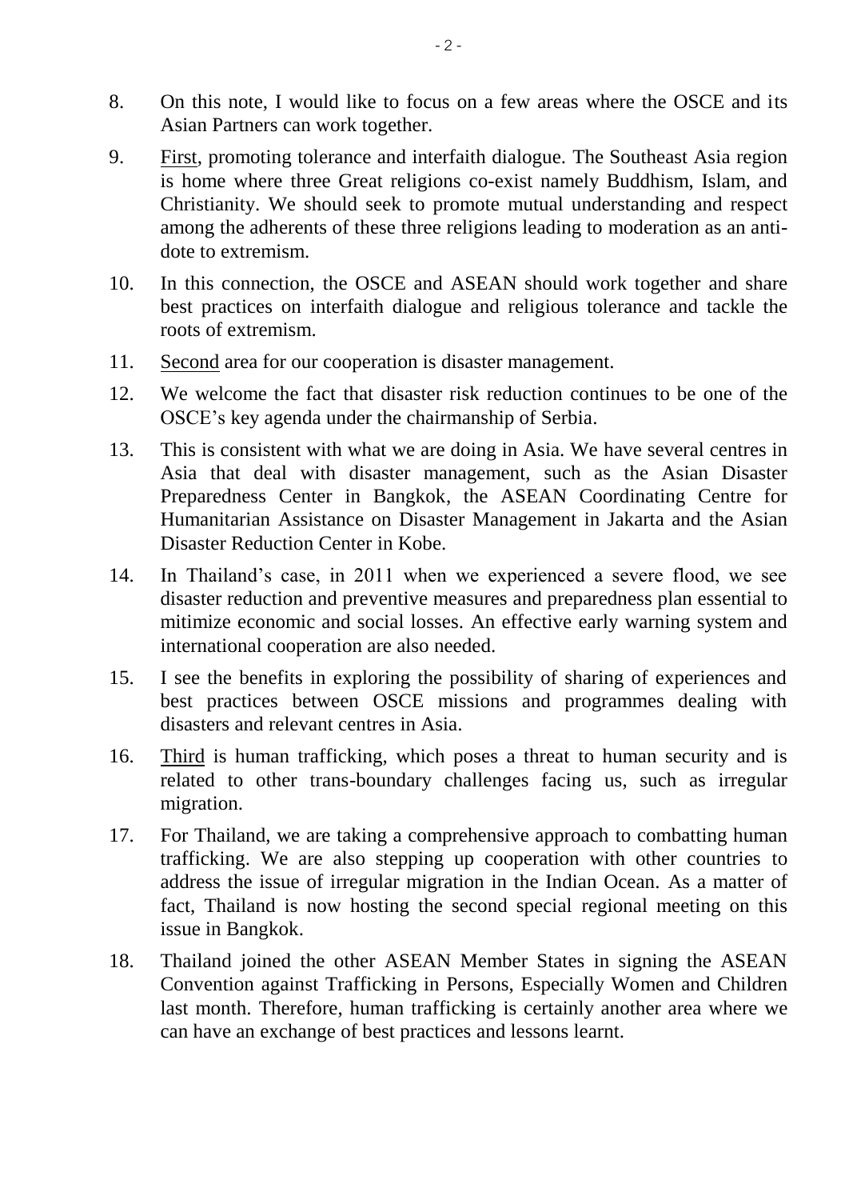8. On this note, I would like to focus on a few areas where the OSCE and its Asian Partners can work together.

9. <u>First</u>, promoting tolerance and interfaith dialogue. The Southeast Asia region is home where three Great religions co-exist namely Buddhism, Islam, and Christianity. We should seek to promote mutual understanding and respect among the adherents of these three religions leading to moderation as an anti-dote to extremism.

10. In this connection, the OSCE and ASEAN should work together and share best practices on interfaith dialogue and religious tolerance and tackle the roots of extremism.

11. <u>Second</u> area for our cooperation is disaster management.

12. We welcome the fact that disaster risk reduction continues to be one of the OSCE's key agenda under the chairmanship of Serbia.

13. This is consistent with what we are doing in Asia. We have several centres in Asia that deal with disaster management, such as the Asian Disaster Preparedness Center in Bangkok, the ASEAN Coordinating Centre for Humanitarian Assistance on Disaster Management in Jakarta and the Asian Disaster Reduction Center in Kobe.

14. In Thailand's case, in 2011 when we experienced a severe flood, we see disaster reduction and preventive measures and preparedness plan essential to mitimize economic and social losses. An effective early warning system and international cooperation are also needed.

15. I see the benefits in exploring the possibility of sharing of experiences and best practices between OSCE missions and programmes dealing with disasters and relevant centres in Asia.

16. <u>Third</u> is human trafficking, which poses a threat to human security and is related to other trans-boundary challenges facing us, such as irregular migration.

17. For Thailand, we are taking a comprehensive approach to combatting human trafficking. We are also stepping up cooperation with other countries to address the issue of irregular migration in the Indian Ocean. As a matter of fact, Thailand is now hosting the second special regional meeting on this issue in Bangkok.

18. Thailand joined the other ASEAN Member States in signing the ASEAN Convention against Trafficking in Persons, Especially Women and Children last month. Therefore, human trafficking is certainly another area where we can have an exchange of best practices and lessons learnt.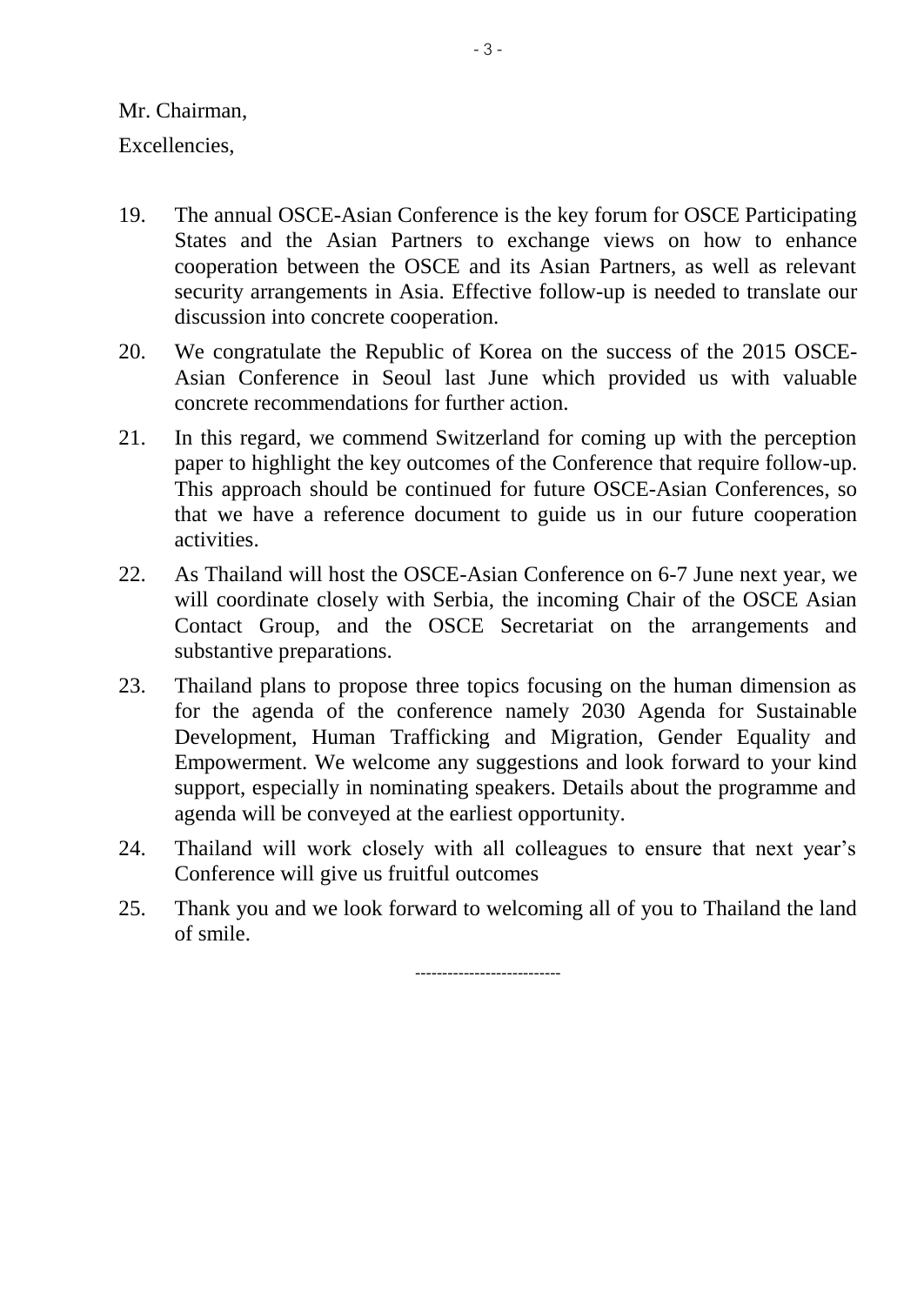Mr. Chairman,

Excellencies,

19. The annual OSCE-Asian Conference is the key forum for OSCE Participating States and the Asian Partners to exchange views on how to enhance cooperation between the OSCE and its Asian Partners, as well as relevant security arrangements in Asia. Effective follow-up is needed to translate our discussion into concrete cooperation.

20. We congratulate the Republic of Korea on the success of the 2015 OSCE-Asian Conference in Seoul last June which provided us with valuable concrete recommendations for further action.

21. In this regard, we commend Switzerland for coming up with the perception paper to highlight the key outcomes of the Conference that require follow-up. This approach should be continued for future OSCE-Asian Conferences, so that we have a reference document to guide us in our future cooperation activities.

22. As Thailand will host the OSCE-Asian Conference on 6-7 June next year, we will coordinate closely with Serbia, the incoming Chair of the OSCE Asian Contact Group, and the OSCE Secretariat on the arrangements and substantive preparations.

23. Thailand plans to propose three topics focusing on the human dimension as for the agenda of the conference namely 2030 Agenda for Sustainable Development, Human Trafficking and Migration, Gender Equality and Empowerment. We welcome any suggestions and look forward to your kind support, especially in nominating speakers. Details about the programme and agenda will be conveyed at the earliest opportunity.

24. Thailand will work closely with all colleagues to ensure that next year's Conference will give us fruitful outcomes

25. Thank you and we look forward to welcoming all of you to Thailand the land of smile.

---------------------------